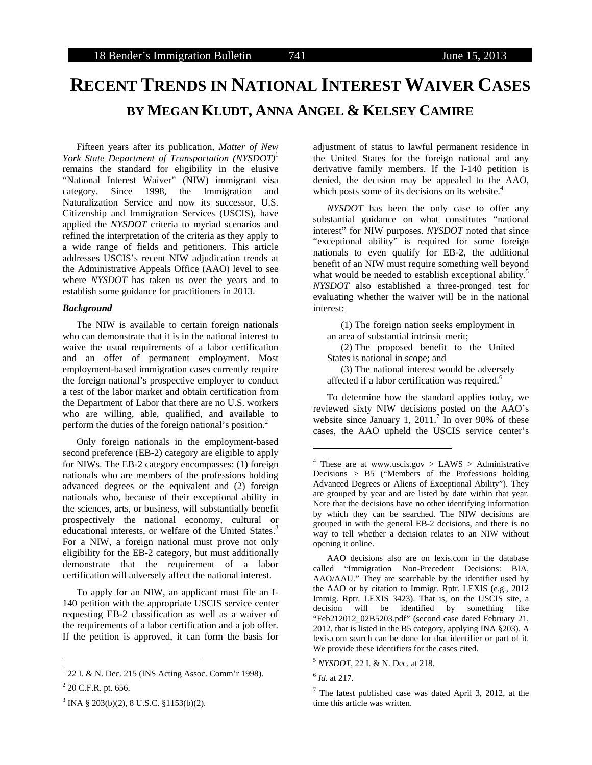# RECENT TRENDS IN NATIONAL INTEREST WAIVER CASES

## BY MEGAN KLUDT, ANNA ANGEL & KELSEY CAMIRE

Fifteen years after its publication, *Matter of New York State Department of Transportation (NYSDOT)*[1] remains the standard for eligibility in the elusive "National Interest Waiver" (NIW) immigrant visa category. Since 1998, the Immigration and Naturalization Service and now its successor, U.S. Citizenship and Immigration Services (USCIS), have applied the *NYSDOT* criteria to myriad scenarios and refined the interpretation of the criteria as they apply to a wide range of fields and petitioners. This article addresses USCIS's recent NIW adjudication trends at the Administrative Appeals Office (AAO) level to see where *NYSDOT* has taken us over the years and to establish some guidance for practitioners in 2013.

### *Background*

The NIW is available to certain foreign nationals who can demonstrate that it is in the national interest to waive the usual requirements of a labor certification and an offer of permanent employment. Most employment-based immigration cases currently require the foreign national's prospective employer to conduct a test of the labor market and obtain certification from the Department of Labor that there are no U.S. workers who are willing, able, qualified, and available to perform the duties of the foreign national's position.[2]

Only foreign nationals in the employment-based second preference (EB-2) category are eligible to apply for NIWs. The EB-2 category encompasses: (1) foreign nationals who are members of the professions holding advanced degrees or the equivalent and (2) foreign nationals who, because of their exceptional ability in the sciences, arts, or business, will substantially benefit prospectively the national economy, cultural or educational interests, or welfare of the United States.[3] For a NIW, a foreign national must prove not only eligibility for the EB-2 category, but must additionally demonstrate that the requirement of a labor certification will adversely affect the national interest.

To apply for an NIW, an applicant must file an I-140 petition with the appropriate USCIS service center requesting EB-2 classification as well as a waiver of the requirements of a labor certification and a job offer. If the petition is approved, it can form the basis for adjustment of status to lawful permanent residence in the United States for the foreign national and any derivative family members. If the I-140 petition is denied, the decision may be appealed to the AAO, which posts some of its decisions on its website.[4]

*NYSDOT* has been the only case to offer any substantial guidance on what constitutes "national interest" for NIW purposes. *NYSDOT* noted that since "exceptional ability" is required for some foreign nationals to even qualify for EB-2, the additional benefit of an NIW must require something well beyond what would be needed to establish exceptional ability.[5] *NYSDOT* also established a three-pronged test for evaluating whether the waiver will be in the national interest:

> (1) The foreign nation seeks employment in an area of substantial intrinsic merit;
>
> (2) The proposed benefit to the United States is national in scope; and
>
> (3) The national interest would be adversely affected if a labor certification was required.[6]

To determine how the standard applies today, we reviewed sixty NIW decisions posted on the AAO's website since January 1, 2011.[7] In over 90% of these cases, the AAO upheld the USCIS service center's

---

[1] 22 I. & N. Dec. 215 (INS Acting Assoc. Comm'r 1998).

[2] 20 C.F.R. pt. 656.

[3] INA § 203(b)(2), 8 U.S.C. §1153(b)(2).

[4] These are at www.uscis.gov > LAWS > Administrative Decisions > B5 ("Members of the Professions holding Advanced Degrees or Aliens of Exceptional Ability"). They are grouped by year and are listed by date within that year. Note that the decisions have no other identifying information by which they can be searched. The NIW decisions are grouped in with the general EB-2 decisions, and there is no way to tell whether a decision relates to an NIW without opening it online.

AAO decisions also are on lexis.com in the database called "Immigration Non-Precedent Decisions: BIA, AAO/AAU." They are searchable by the identifier used by the AAO or by citation to Immigr. Rptr. LEXIS (e.g., 2012 Immig. Rptr. LEXIS 3423). That is, on the USCIS site, a decision will be identified by something like "Feb212012_02B5203.pdf" (second case dated February 21, 2012, that is listed in the B5 category, applying INA §203). A lexis.com search can be done for that identifier or part of it. We provide these identifiers for the cases cited.

[5] *NYSDOT*, 22 I. & N. Dec. at 218.

[6] *Id.* at 217.

[7] The latest published case was dated April 3, 2012, at the time this article was written.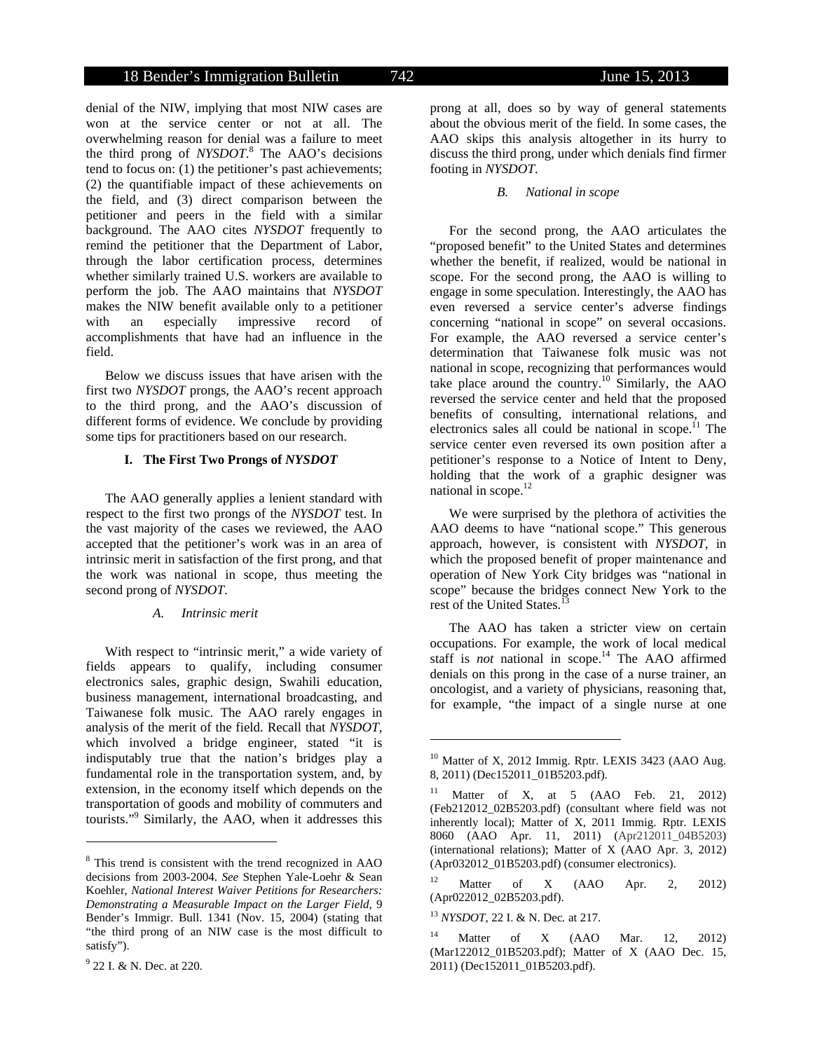denial of the NIW, implying that most NIW cases are won at the service center or not at all. The overwhelming reason for denial was a failure to meet the third prong of *NYSDOT*.[8] The AAO's decisions tend to focus on: (1) the petitioner's past achievements; (2) the quantifiable impact of these achievements on the field, and (3) direct comparison between the petitioner and peers in the field with a similar background. The AAO cites *NYSDOT* frequently to remind the petitioner that the Department of Labor, through the labor certification process, determines whether similarly trained U.S. workers are available to perform the job. The AAO maintains that *NYSDOT* makes the NIW benefit available only to a petitioner with an especially impressive record of accomplishments that have had an influence in the field.

Below we discuss issues that have arisen with the first two *NYSDOT* prongs, the AAO's recent approach to the third prong, and the AAO's discussion of different forms of evidence. We conclude by providing some tips for practitioners based on our research.

## I. The First Two Prongs of *NYSDOT*

The AAO generally applies a lenient standard with respect to the first two prongs of the *NYSDOT* test. In the vast majority of the cases we reviewed, the AAO accepted that the petitioner's work was in an area of intrinsic merit in satisfaction of the first prong, and that the work was national in scope, thus meeting the second prong of *NYSDOT*.

### *A. Intrinsic merit*

With respect to "intrinsic merit," a wide variety of fields appears to qualify, including consumer electronics sales, graphic design, Swahili education, business management, international broadcasting, and Taiwanese folk music. The AAO rarely engages in analysis of the merit of the field. Recall that *NYSDOT*, which involved a bridge engineer, stated "it is indisputably true that the nation's bridges play a fundamental role in the transportation system, and, by extension, in the economy itself which depends on the transportation of goods and mobility of commuters and tourists."[9] Similarly, the AAO, when it addresses this prong at all, does so by way of general statements about the obvious merit of the field. In some cases, the AAO skips this analysis altogether in its hurry to discuss the third prong, under which denials find firmer footing in *NYSDOT*.

### *B. National in scope*

For the second prong, the AAO articulates the "proposed benefit" to the United States and determines whether the benefit, if realized, would be national in scope. For the second prong, the AAO is willing to engage in some speculation. Interestingly, the AAO has even reversed a service center's adverse findings concerning "national in scope" on several occasions. For example, the AAO reversed a service center's determination that Taiwanese folk music was not national in scope, recognizing that performances would take place around the country.[10] Similarly, the AAO reversed the service center and held that the proposed benefits of consulting, international relations, and electronics sales all could be national in scope.[11] The service center even reversed its own position after a petitioner's response to a Notice of Intent to Deny, holding that the work of a graphic designer was national in scope.[12]

We were surprised by the plethora of activities the AAO deems to have "national scope." This generous approach, however, is consistent with *NYSDOT*, in which the proposed benefit of proper maintenance and operation of New York City bridges was "national in scope" because the bridges connect New York to the rest of the United States.[13]

The AAO has taken a stricter view on certain occupations. For example, the work of local medical staff is *not* national in scope.[14] The AAO affirmed denials on this prong in the case of a nurse trainer, an oncologist, and a variety of physicians, reasoning that, for example, "the impact of a single nurse at one

---

[8] This trend is consistent with the trend recognized in AAO decisions from 2003-2004. *See* Stephen Yale-Loehr & Sean Koehler, *National Interest Waiver Petitions for Researchers: Demonstrating a Measurable Impact on the Larger Field*, 9 Bender's Immigr. Bull. 1341 (Nov. 15, 2004) (stating that "the third prong of an NIW case is the most difficult to satisfy").

[9] 22 I. & N. Dec. at 220.

[10] Matter of X, 2012 Immig. Rptr. LEXIS 3423 (AAO Aug. 8, 2011) (Dec152011_01B5203.pdf).

[11] Matter of X, at 5 (AAO Feb. 21, 2012) (Feb212012_02B5203.pdf) (consultant where field was not inherently local); Matter of X, 2011 Immig. Rptr. LEXIS 8060 (AAO Apr. 11, 2011) (Apr212011_04B5203) (international relations); Matter of X (AAO Apr. 3, 2012) (Apr032012_01B5203.pdf) (consumer electronics).

[12] Matter of X (AAO Apr. 2, 2012) (Apr022012_02B5203.pdf).

[13] *NYSDOT*, 22 I. & N. Dec. at 217.

[14] Matter of X (AAO Mar. 12, 2012) (Mar122012_01B5203.pdf); Matter of X (AAO Dec. 15, 2011) (Dec152011_01B5203.pdf).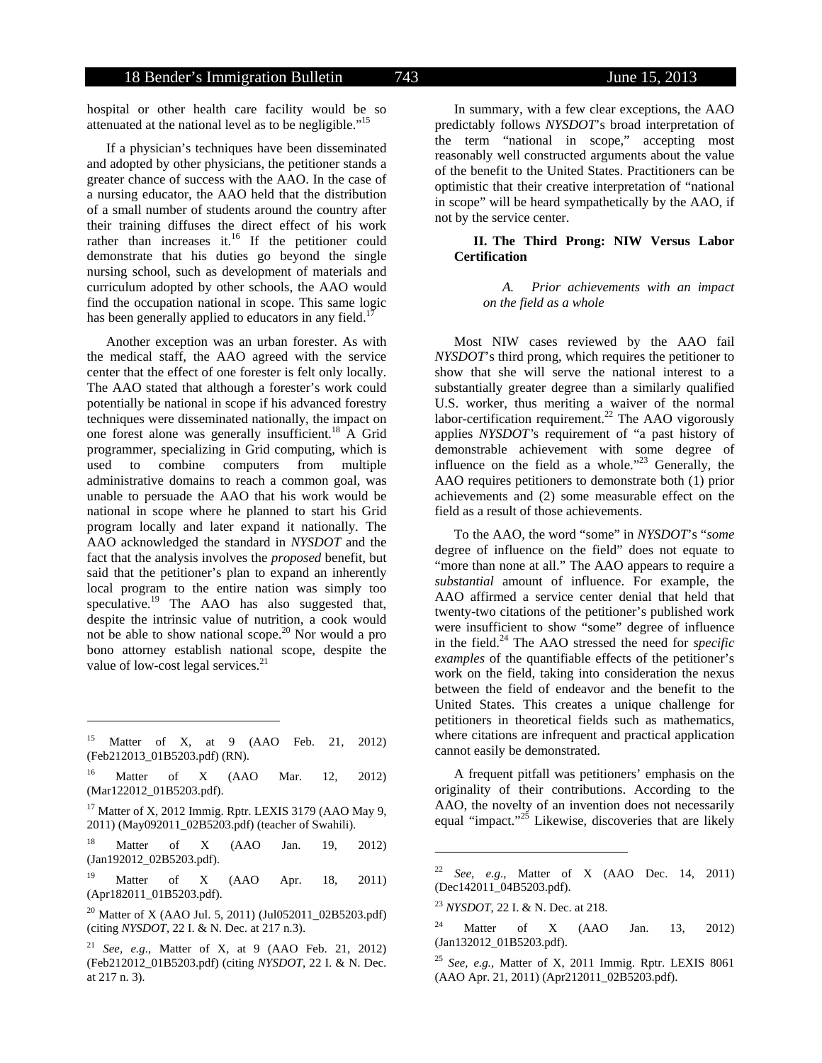hospital or other health care facility would be so attenuated at the national level as to be negligible."[15]

If a physician's techniques have been disseminated and adopted by other physicians, the petitioner stands a greater chance of success with the AAO. In the case of a nursing educator, the AAO held that the distribution of a small number of students around the country after their training diffuses the direct effect of his work rather than increases it.[16] If the petitioner could demonstrate that his duties go beyond the single nursing school, such as development of materials and curriculum adopted by other schools, the AAO would find the occupation national in scope. This same logic has been generally applied to educators in any field.[17]

Another exception was an urban forester. As with the medical staff, the AAO agreed with the service center that the effect of one forester is felt only locally. The AAO stated that although a forester's work could potentially be national in scope if his advanced forestry techniques were disseminated nationally, the impact on one forest alone was generally insufficient.[18] A Grid programmer, specializing in Grid computing, which is used to combine computers from multiple administrative domains to reach a common goal, was unable to persuade the AAO that his work would be national in scope where he planned to start his Grid program locally and later expand it nationally. The AAO acknowledged the standard in *NYSDOT* and the fact that the analysis involves the *proposed* benefit, but said that the petitioner's plan to expand an inherently local program to the entire nation was simply too speculative.[19] The AAO has also suggested that, despite the intrinsic value of nutrition, a cook would not be able to show national scope.[20] Nor would a pro bono attorney establish national scope, despite the value of low-cost legal services.[21]

In summary, with a few clear exceptions, the AAO predictably follows *NYSDOT*'s broad interpretation of the term "national in scope," accepting most reasonably well constructed arguments about the value of the benefit to the United States. Practitioners can be optimistic that their creative interpretation of "national in scope" will be heard sympathetically by the AAO, if not by the service center.

## II. The Third Prong: NIW Versus Labor Certification

### *A. Prior achievements with an impact on the field as a whole*

Most NIW cases reviewed by the AAO fail *NYSDOT*'s third prong, which requires the petitioner to show that she will serve the national interest to a substantially greater degree than a similarly qualified U.S. worker, thus meriting a waiver of the normal labor-certification requirement.[22] The AAO vigorously applies *NYSDOT*'s requirement of "a past history of demonstrable achievement with some degree of influence on the field as a whole."[23] Generally, the AAO requires petitioners to demonstrate both (1) prior achievements and (2) some measurable effect on the field as a result of those achievements.

To the AAO, the word "some" in *NYSDOT*'s "*some* degree of influence on the field" does not equate to "more than none at all." The AAO appears to require a *substantial* amount of influence. For example, the AAO affirmed a service center denial that held that twenty-two citations of the petitioner's published work were insufficient to show "some" degree of influence in the field.[24] The AAO stressed the need for *specific examples* of the quantifiable effects of the petitioner's work on the field, taking into consideration the nexus between the field of endeavor and the benefit to the United States. This creates a unique challenge for petitioners in theoretical fields such as mathematics, where citations are infrequent and practical application cannot easily be demonstrated.

A frequent pitfall was petitioners' emphasis on the originality of their contributions. According to the AAO, the novelty of an invention does not necessarily equal "impact."[25] Likewise, discoveries that are likely

---

[15] Matter of X, at 9 (AAO Feb. 21, 2012) (Feb212013_01B5203.pdf) (RN).

[16] Matter of X (AAO Mar. 12, 2012) (Mar122012_01B5203.pdf).

[17] Matter of X, 2012 Immig. Rptr. LEXIS 3179 (AAO May 9, 2011) (May092011_02B5203.pdf) (teacher of Swahili).

[18] Matter of X (AAO Jan. 19, 2012) (Jan192012_02B5203.pdf).

[19] Matter of X (AAO Apr. 18, 2011) (Apr182011_01B5203.pdf).

[20] Matter of X (AAO Jul. 5, 2011) (Jul052011_02B5203.pdf) (citing *NYSDOT*, 22 I. & N. Dec. at 217 n.3).

[21] *See, e.g.*, Matter of X, at 9 (AAO Feb. 21, 2012) (Feb212012_01B5203.pdf) (citing *NYSDOT*, 22 I. & N. Dec. at 217 n. 3).

[22] *See, e.g.*, Matter of X (AAO Dec. 14, 2011) (Dec142011_04B5203.pdf).

[23] *NYSDOT*, 22 I. & N. Dec. at 218.

[24] Matter of X (AAO Jan. 13, 2012) (Jan132012_01B5203.pdf).

[25] *See, e.g.*, Matter of X, 2011 Immig. Rptr. LEXIS 8061 (AAO Apr. 21, 2011) (Apr212011_02B5203.pdf).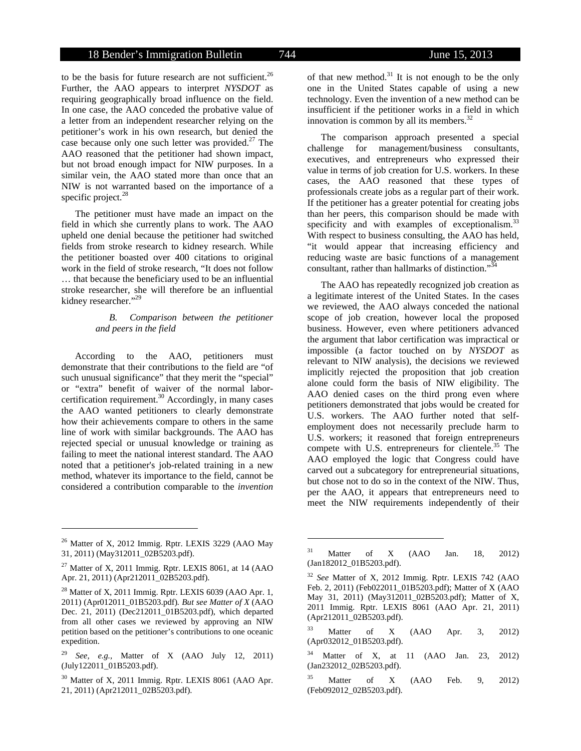to be the basis for future research are not sufficient.[26] Further, the AAO appears to interpret *NYSDOT* as requiring geographically broad influence on the field. In one case, the AAO conceded the probative value of a letter from an independent researcher relying on the petitioner's work in his own research, but denied the case because only one such letter was provided.[27] The AAO reasoned that the petitioner had shown impact, but not broad enough impact for NIW purposes. In a similar vein, the AAO stated more than once that an NIW is not warranted based on the importance of a specific project.[28]

The petitioner must have made an impact on the field in which she currently plans to work. The AAO upheld one denial because the petitioner had switched fields from stroke research to kidney research. While the petitioner boasted over 400 citations to original work in the field of stroke research, "It does not follow … that because the beneficiary used to be an influential stroke researcher, she will therefore be an influential kidney researcher."[29]

### *B. Comparison between the petitioner and peers in the field*

According to the AAO, petitioners must demonstrate that their contributions to the field are "of such unusual significance" that they merit the "special" or "extra" benefit of waiver of the normal labor-certification requirement.[30] Accordingly, in many cases the AAO wanted petitioners to clearly demonstrate how their achievements compare to others in the same line of work with similar backgrounds. The AAO has rejected special or unusual knowledge or training as failing to meet the national interest standard. The AAO noted that a petitioner's job-related training in a new method, whatever its importance to the field, cannot be considered a contribution comparable to the *invention* of that new method.[31] It is not enough to be the only one in the United States capable of using a new technology. Even the invention of a new method can be insufficient if the petitioner works in a field in which innovation is common by all its members.[32]

The comparison approach presented a special challenge for management/business consultants, executives, and entrepreneurs who expressed their value in terms of job creation for U.S. workers. In these cases, the AAO reasoned that these types of professionals create jobs as a regular part of their work. If the petitioner has a greater potential for creating jobs than her peers, this comparison should be made with specificity and with examples of exceptionalism.[33] With respect to business consulting, the AAO has held, "it would appear that increasing efficiency and reducing waste are basic functions of a management consultant, rather than hallmarks of distinction."[34]

The AAO has repeatedly recognized job creation as a legitimate interest of the United States. In the cases we reviewed, the AAO always conceded the national scope of job creation, however local the proposed business. However, even where petitioners advanced the argument that labor certification was impractical or impossible (a factor touched on by *NYSDOT* as relevant to NIW analysis), the decisions we reviewed implicitly rejected the proposition that job creation alone could form the basis of NIW eligibility. The AAO denied cases on the third prong even where petitioners demonstrated that jobs would be created for U.S. workers. The AAO further noted that self-employment does not necessarily preclude harm to U.S. workers; it reasoned that foreign entrepreneurs compete with U.S. entrepreneurs for clientele.[35] The AAO employed the logic that Congress could have carved out a subcategory for entrepreneurial situations, but chose not to do so in the context of the NIW. Thus, per the AAO, it appears that entrepreneurs need to meet the NIW requirements independently of their

---

[26] Matter of X, 2012 Immig. Rptr. LEXIS 3229 (AAO May 31, 2011) (May312011_02B5203.pdf).

[27] Matter of X, 2011 Immig. Rptr. LEXIS 8061, at 14 (AAO Apr. 21, 2011) (Apr212011_02B5203.pdf).

[28] Matter of X, 2011 Immig. Rptr. LEXIS 6039 (AAO Apr. 1, 2011) (Apr012011_01B5203.pdf). *But see Matter of X* (AAO Dec. 21, 2011) (Dec212011_01B5203.pdf), which departed from all other cases we reviewed by approving an NIW petition based on the petitioner's contributions to one oceanic expedition.

[29] *See, e.g.*, Matter of X (AAO July 12, 2011) (July122011_01B5203.pdf).

[30] Matter of X, 2011 Immig. Rptr. LEXIS 8061 (AAO Apr. 21, 2011) (Apr212011_02B5203.pdf).

[31] Matter of X (AAO Jan. 18, 2012) (Jan182012_01B5203.pdf).

[32] *See* Matter of X, 2012 Immig. Rptr. LEXIS 742 (AAO Feb. 2, 2011) (Feb022011_01B5203.pdf); Matter of X (AAO May 31, 2011) (May312011_02B5203.pdf); Matter of X, 2011 Immig. Rptr. LEXIS 8061 (AAO Apr. 21, 2011) (Apr212011_02B5203.pdf).

[33] Matter of X (AAO Apr. 3, 2012) (Apr032012_01B5203.pdf).

[34] Matter of X, at 11 (AAO Jan. 23, 2012) (Jan232012_02B5203.pdf).

[35] Matter of X (AAO Feb. 9, 2012) (Feb092012_02B5203.pdf).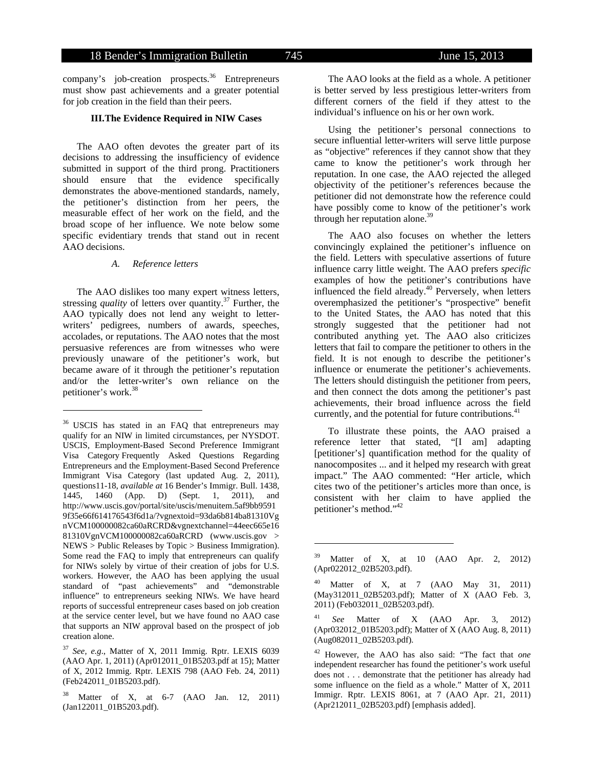company's job-creation prospects.[36] Entrepreneurs must show past achievements and a greater potential for job creation in the field than their peers.

### III. The Evidence Required in NIW Cases

The AAO often devotes the greater part of its decisions to addressing the insufficiency of evidence submitted in support of the third prong. Practitioners should ensure that the evidence specifically demonstrates the above-mentioned standards, namely, the petitioner's distinction from her peers, the measurable effect of her work on the field, and the broad scope of her influence. We note below some specific evidentiary trends that stand out in recent AAO decisions.

#### *A. Reference letters*

The AAO dislikes too many expert witness letters, stressing *quality* of letters over quantity.[37] Further, the AAO typically does not lend any weight to letter-writers' pedigrees, numbers of awards, speeches, accolades, or reputations. The AAO notes that the most persuasive references are from witnesses who were previously unaware of the petitioner's work, but became aware of it through the petitioner's reputation and/or the letter-writer's own reliance on the petitioner's work.[38]

The AAO looks at the field as a whole. A petitioner is better served by less prestigious letter-writers from different corners of the field if they attest to the individual's influence on his or her own work.

Using the petitioner's personal connections to secure influential letter-writers will serve little purpose as "objective" references if they cannot show that they came to know the petitioner's work through her reputation. In one case, the AAO rejected the alleged objectivity of the petitioner's references because the petitioner did not demonstrate how the reference could have possibly come to know of the petitioner's work through her reputation alone.[39]

The AAO also focuses on whether the letters convincingly explained the petitioner's influence on the field. Letters with speculative assertions of future influence carry little weight. The AAO prefers *specific* examples of how the petitioner's contributions have influenced the field already.[40] Perversely, when letters overemphasized the petitioner's "prospective" benefit to the United States, the AAO has noted that this strongly suggested that the petitioner had not contributed anything yet. The AAO also criticizes letters that fail to compare the petitioner to others in the field. It is not enough to describe the petitioner's influence or enumerate the petitioner's achievements. The letters should distinguish the petitioner from peers, and then connect the dots among the petitioner's past achievements, their broad influence across the field currently, and the potential for future contributions.[41]

To illustrate these points, the AAO praised a reference letter that stated, "[I am] adapting [petitioner's] quantification method for the quality of nanocomposites ... and it helped my research with great impact." The AAO commented: "Her article, which cites two of the petitioner's articles more than once, is consistent with her claim to have applied the petitioner's method."[42]

---

[36] USCIS has stated in an FAQ that entrepreneurs may qualify for an NIW in limited circumstances, per NYSDOT. USCIS, Employment-Based Second Preference Immigrant Visa Category Frequently Asked Questions Regarding Entrepreneurs and the Employment-Based Second Preference Immigrant Visa Category (last updated Aug. 2, 2011), questions11-18, *available at* 16 Bender's Immigr. Bull. 1438, 1445, 1460 (App. D) (Sept. 1, 2011), and http://www.uscis.gov/portal/site/uscis/menuitem.5af9bb95919f35e66f614176543f6d1a/?vgnextoid=93da6b814ba81310VgnVCM100000082ca60aRCRD&vgnextchannel=44eec665e1681310VgnVCM100000082ca60aRCRD (www.uscis.gov > NEWS > Public Releases by Topic > Business Immigration). Some read the FAQ to imply that entrepreneurs can qualify for NIWs solely by virtue of their creation of jobs for U.S. workers. However, the AAO has been applying the usual standard of "past achievements" and "demonstrable influence" to entrepreneurs seeking NIWs. We have heard reports of successful entrepreneur cases based on job creation at the service center level, but we have found no AAO case that supports an NIW approval based on the prospect of job creation alone.

[37] *See, e.g*., Matter of X, 2011 Immig. Rptr. LEXIS 6039 (AAO Apr. 1, 2011) (Apr012011_01B5203.pdf at 15); Matter of X, 2012 Immig. Rptr. LEXIS 798 (AAO Feb. 24, 2011) (Feb242011_01B5203.pdf).

[38] Matter of X, at 6-7 (AAO Jan. 12, 2011) (Jan122011_01B5203.pdf).

[39] Matter of X, at 10 (AAO Apr. 2, 2012) (Apr022012_02B5203.pdf).

[40] Matter of X, at 7 (AAO May 31, 2011) (May312011_02B5203.pdf); Matter of X (AAO Feb. 3, 2011) (Feb032011_02B5203.pdf).

[41] *See* Matter of X (AAO Apr. 3, 2012) (Apr032012_01B5203.pdf); Matter of X (AAO Aug. 8, 2011) (Aug082011_02B5203.pdf).

[42] However, the AAO has also said: "The fact that *one* independent researcher has found the petitioner's work useful does not . . . demonstrate that the petitioner has already had some influence on the field as a whole." Matter of X, 2011 Immigr. Rptr. LEXIS 8061, at 7 (AAO Apr. 21, 2011) (Apr212011_02B5203.pdf) [emphasis added].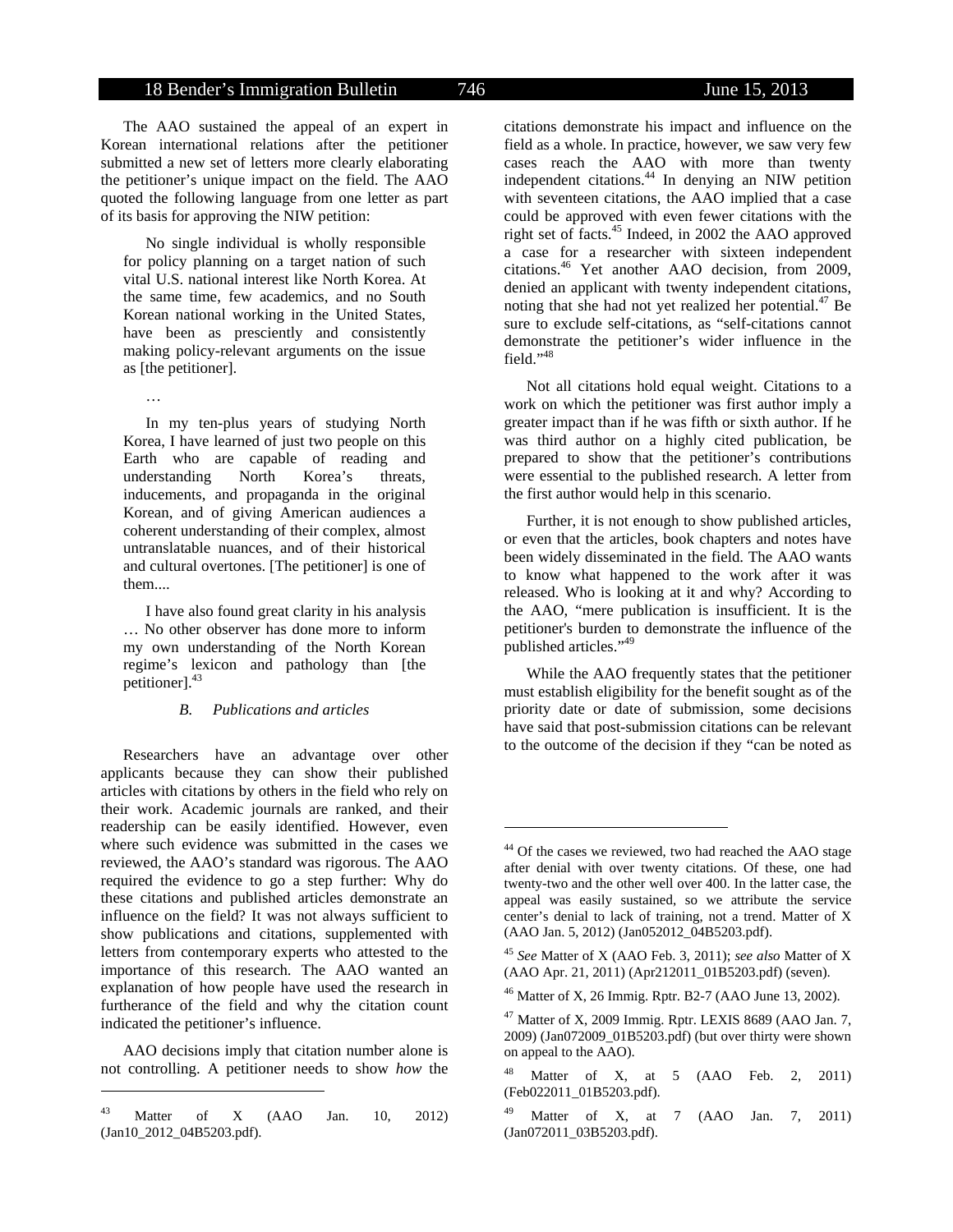The AAO sustained the appeal of an expert in Korean international relations after the petitioner submitted a new set of letters more clearly elaborating the petitioner's unique impact on the field. The AAO quoted the following language from one letter as part of its basis for approving the NIW petition:

> No single individual is wholly responsible for policy planning on a target nation of such vital U.S. national interest like North Korea. At the same time, few academics, and no South Korean national working in the United States, have been as presciently and consistently making policy-relevant arguments on the issue as [the petitioner].
>
> …
>
> In my ten-plus years of studying North Korea, I have learned of just two people on this Earth who are capable of reading and understanding North Korea's threats, inducements, and propaganda in the original Korean, and of giving American audiences a coherent understanding of their complex, almost untranslatable nuances, and of their historical and cultural overtones. [The petitioner] is one of them....
>
> I have also found great clarity in his analysis … No other observer has done more to inform my own understanding of the North Korean regime's lexicon and pathology than [the petitioner].[43]

### *B. Publications and articles*

Researchers have an advantage over other applicants because they can show their published articles with citations by others in the field who rely on their work. Academic journals are ranked, and their readership can be easily identified. However, even where such evidence was submitted in the cases we reviewed, the AAO's standard was rigorous. The AAO required the evidence to go a step further: Why do these citations and published articles demonstrate an influence on the field? It was not always sufficient to show publications and citations, supplemented with letters from contemporary experts who attested to the importance of this research. The AAO wanted an explanation of how people have used the research in furtherance of the field and why the citation count indicated the petitioner's influence.

AAO decisions imply that citation number alone is not controlling. A petitioner needs to show *how* the citations demonstrate his impact and influence on the field as a whole. In practice, however, we saw very few cases reach the AAO with more than twenty independent citations.[44] In denying an NIW petition with seventeen citations, the AAO implied that a case could be approved with even fewer citations with the right set of facts.[45] Indeed, in 2002 the AAO approved a case for a researcher with sixteen independent citations.[46] Yet another AAO decision, from 2009, denied an applicant with twenty independent citations, noting that she had not yet realized her potential.[47] Be sure to exclude self-citations, as "self-citations cannot demonstrate the petitioner's wider influence in the field."[48]

Not all citations hold equal weight. Citations to a work on which the petitioner was first author imply a greater impact than if he was fifth or sixth author. If he was third author on a highly cited publication, be prepared to show that the petitioner's contributions were essential to the published research. A letter from the first author would help in this scenario.

Further, it is not enough to show published articles, or even that the articles, book chapters and notes have been widely disseminated in the field. The AAO wants to know what happened to the work after it was released. Who is looking at it and why? According to the AAO, "mere publication is insufficient. It is the petitioner's burden to demonstrate the influence of the published articles."[49]

While the AAO frequently states that the petitioner must establish eligibility for the benefit sought as of the priority date or date of submission, some decisions have said that post-submission citations can be relevant to the outcome of the decision if they "can be noted as

---

[43] Matter of X (AAO Jan. 10, 2012) (Jan10_2012_04B5203.pdf).

[44] Of the cases we reviewed, two had reached the AAO stage after denial with over twenty citations. Of these, one had twenty-two and the other well over 400. In the latter case, the appeal was easily sustained, so we attribute the service center's denial to lack of training, not a trend. Matter of X (AAO Jan. 5, 2012) (Jan052012_04B5203.pdf).

[45] *See* Matter of X (AAO Feb. 3, 2011); *see also* Matter of X (AAO Apr. 21, 2011) (Apr212011_01B5203.pdf) (seven).

[46] Matter of X, 26 Immig. Rptr. B2-7 (AAO June 13, 2002).

[47] Matter of X, 2009 Immig. Rptr. LEXIS 8689 (AAO Jan. 7, 2009) (Jan072009_01B5203.pdf) (but over thirty were shown on appeal to the AAO).

[48] Matter of X, at 5 (AAO Feb. 2, 2011) (Feb022011_01B5203.pdf).

[49] Matter of X, at 7 (AAO Jan. 7, 2011) (Jan072011_03B5203.pdf).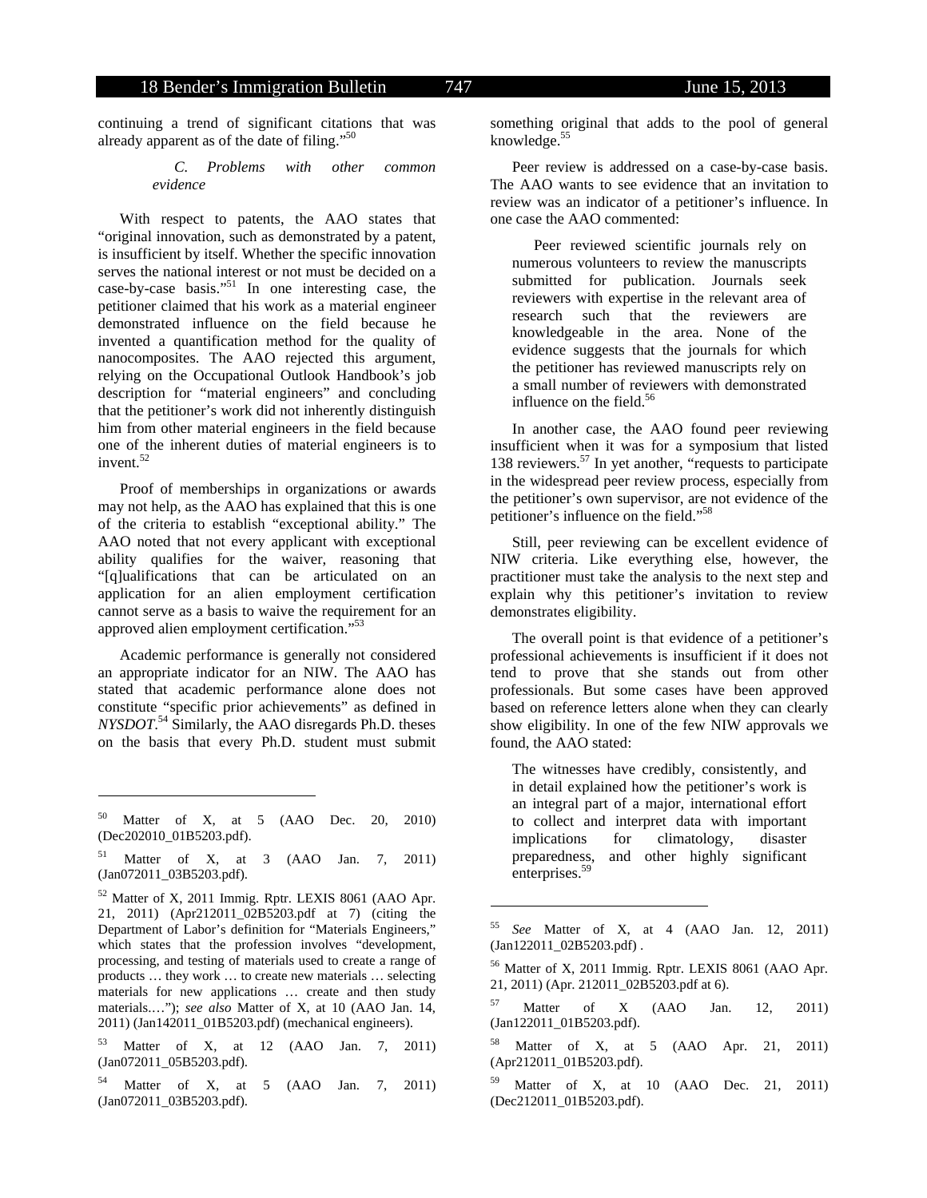continuing a trend of significant citations that was already apparent as of the date of filing."[50]

### *C. Problems with other common evidence*

With respect to patents, the AAO states that "original innovation, such as demonstrated by a patent, is insufficient by itself. Whether the specific innovation serves the national interest or not must be decided on a case-by-case basis."[51] In one interesting case, the petitioner claimed that his work as a material engineer demonstrated influence on the field because he invented a quantification method for the quality of nanocomposites. The AAO rejected this argument, relying on the Occupational Outlook Handbook's job description for "material engineers" and concluding that the petitioner's work did not inherently distinguish him from other material engineers in the field because one of the inherent duties of material engineers is to invent.[52]

Proof of memberships in organizations or awards may not help, as the AAO has explained that this is one of the criteria to establish "exceptional ability." The AAO noted that not every applicant with exceptional ability qualifies for the waiver, reasoning that "[q]ualifications that can be articulated on an application for an alien employment certification cannot serve as a basis to waive the requirement for an approved alien employment certification."[53]

Academic performance is generally not considered an appropriate indicator for an NIW. The AAO has stated that academic performance alone does not constitute "specific prior achievements" as defined in *NYSDOT*.[54] Similarly, the AAO disregards Ph.D. theses on the basis that every Ph.D. student must submit something original that adds to the pool of general knowledge.[55]

Peer review is addressed on a case-by-case basis. The AAO wants to see evidence that an invitation to review was an indicator of a petitioner's influence. In one case the AAO commented:

> Peer reviewed scientific journals rely on numerous volunteers to review the manuscripts submitted for publication. Journals seek reviewers with expertise in the relevant area of research such that the reviewers are knowledgeable in the area. None of the evidence suggests that the journals for which the petitioner has reviewed manuscripts rely on a small number of reviewers with demonstrated influence on the field.[56]

In another case, the AAO found peer reviewing insufficient when it was for a symposium that listed 138 reviewers.[57] In yet another, "requests to participate in the widespread peer review process, especially from the petitioner's own supervisor, are not evidence of the petitioner's influence on the field."[58]

Still, peer reviewing can be excellent evidence of NIW criteria. Like everything else, however, the practitioner must take the analysis to the next step and explain why this petitioner's invitation to review demonstrates eligibility.

The overall point is that evidence of a petitioner's professional achievements is insufficient if it does not tend to prove that she stands out from other professionals. But some cases have been approved based on reference letters alone when they can clearly show eligibility. In one of the few NIW approvals we found, the AAO stated:

> The witnesses have credibly, consistently, and in detail explained how the petitioner's work is an integral part of a major, international effort to collect and interpret data with important implications for climatology, disaster preparedness, and other highly significant enterprises.[59]

---

[50] Matter of X, at 5 (AAO Dec. 20, 2010) (Dec202010_01B5203.pdf).

[51] Matter of X, at 3 (AAO Jan. 7, 2011) (Jan072011_03B5203.pdf).

[52] Matter of X, 2011 Immig. Rptr. LEXIS 8061 (AAO Apr. 21, 2011) (Apr212011_02B5203.pdf at 7) (citing the Department of Labor's definition for "Materials Engineers," which states that the profession involves "development, processing, and testing of materials used to create a range of products … they work … to create new materials … selecting materials for new applications … create and then study materials.…"); *see also* Matter of X, at 10 (AAO Jan. 14, 2011) (Jan142011_01B5203.pdf) (mechanical engineers).

[53] Matter of X, at 12 (AAO Jan. 7, 2011) (Jan072011_05B5203.pdf).

[54] Matter of X, at 5 (AAO Jan. 7, 2011) (Jan072011_03B5203.pdf).

[55] *See* Matter of X, at 4 (AAO Jan. 12, 2011) (Jan122011_02B5203.pdf) .

[56] Matter of X, 2011 Immig. Rptr. LEXIS 8061 (AAO Apr. 21, 2011) (Apr. 212011_02B5203.pdf at 6).

[57] Matter of X (AAO Jan. 12, 2011) (Jan122011_01B5203.pdf).

[58] Matter of X, at 5 (AAO Apr. 21, 2011) (Apr212011_01B5203.pdf).

[59] Matter of X, at 10 (AAO Dec. 21, 2011) (Dec212011_01B5203.pdf).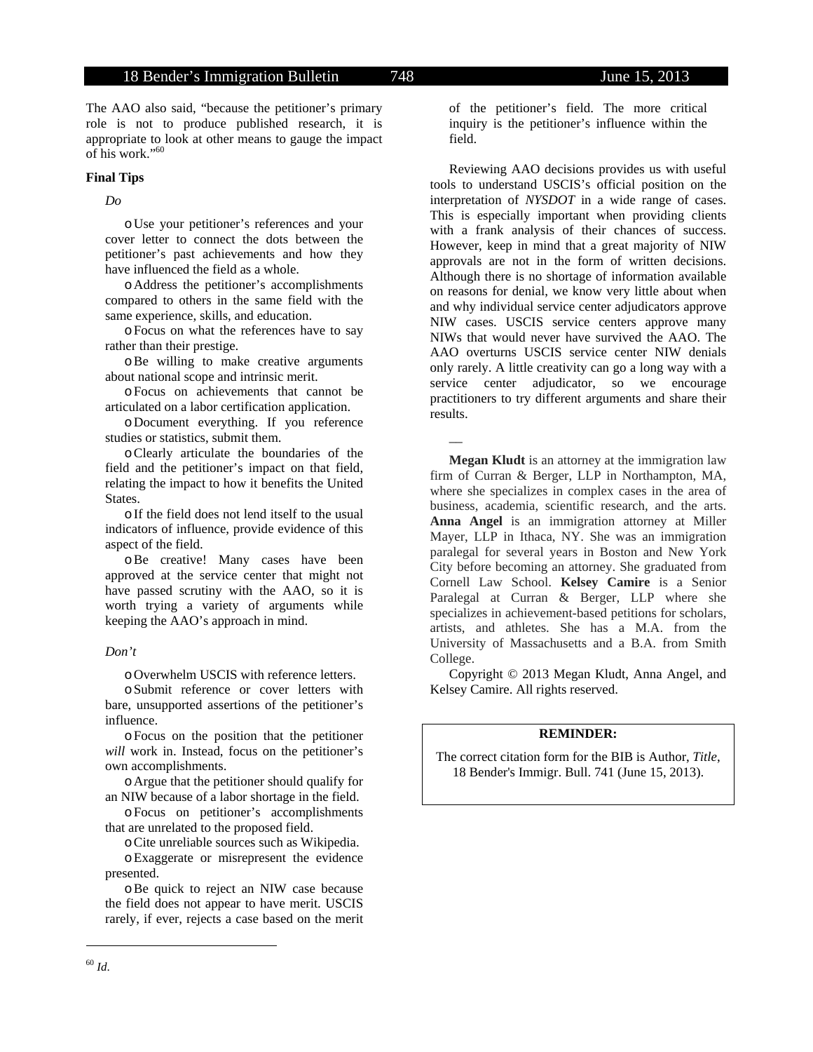The AAO also said, "because the petitioner's primary role is not to produce published research, it is appropriate to look at other means to gauge the impact of his work."[60]

**Final Tips**

*Do*

- Use your petitioner's references and your cover letter to connect the dots between the petitioner's past achievements and how they have influenced the field as a whole.
- Address the petitioner's accomplishments compared to others in the same field with the same experience, skills, and education.
- Focus on what the references have to say rather than their prestige.
- Be willing to make creative arguments about national scope and intrinsic merit.
- Focus on achievements that cannot be articulated on a labor certification application.
- Document everything. If you reference studies or statistics, submit them.
- Clearly articulate the boundaries of the field and the petitioner's impact on that field, relating the impact to how it benefits the United States.
- If the field does not lend itself to the usual indicators of influence, provide evidence of this aspect of the field.
- Be creative! Many cases have been approved at the service center that might not have passed scrutiny with the AAO, so it is worth trying a variety of arguments while keeping the AAO's approach in mind.

*Don't*

- Overwhelm USCIS with reference letters.
- Submit reference or cover letters with bare, unsupported assertions of the petitioner's influence.
- Focus on the position that the petitioner *will* work in. Instead, focus on the petitioner's own accomplishments.
- Argue that the petitioner should qualify for an NIW because of a labor shortage in the field.
- Focus on petitioner's accomplishments that are unrelated to the proposed field.
- Cite unreliable sources such as Wikipedia.
- Exaggerate or misrepresent the evidence presented.
- Be quick to reject an NIW case because the field does not appear to have merit. USCIS rarely, if ever, rejects a case based on the merit of the petitioner's field. The more critical inquiry is the petitioner's influence within the field.

Reviewing AAO decisions provides us with useful tools to understand USCIS's official position on the interpretation of *NYSDOT* in a wide range of cases. This is especially important when providing clients with a frank analysis of their chances of success. However, keep in mind that a great majority of NIW approvals are not in the form of written decisions. Although there is no shortage of information available on reasons for denial, we know very little about when and why individual service center adjudicators approve NIW cases. USCIS service centers approve many NIWs that would never have survived the AAO. The AAO overturns USCIS service center NIW denials only rarely. A little creativity can go a long way with a service center adjudicator, so we encourage practitioners to try different arguments and share their results.

—

**Megan Kludt** is an attorney at the immigration law firm of Curran & Berger, LLP in Northampton, MA, where she specializes in complex cases in the area of business, academia, scientific research, and the arts. **Anna Angel** is an immigration attorney at Miller Mayer, LLP in Ithaca, NY. She was an immigration paralegal for several years in Boston and New York City before becoming an attorney. She graduated from Cornell Law School. **Kelsey Camire** is a Senior Paralegal at Curran & Berger, LLP where she specializes in achievement-based petitions for scholars, artists, and athletes. She has a M.A. from the University of Massachusetts and a B.A. from Smith College.

Copyright © 2013 Megan Kludt, Anna Angel, and Kelsey Camire. All rights reserved.

**REMINDER:**

The correct citation form for the BIB is Author, *Title*, 18 Bender's Immigr. Bull. 741 (June 15, 2013).

---

[60] *Id.*